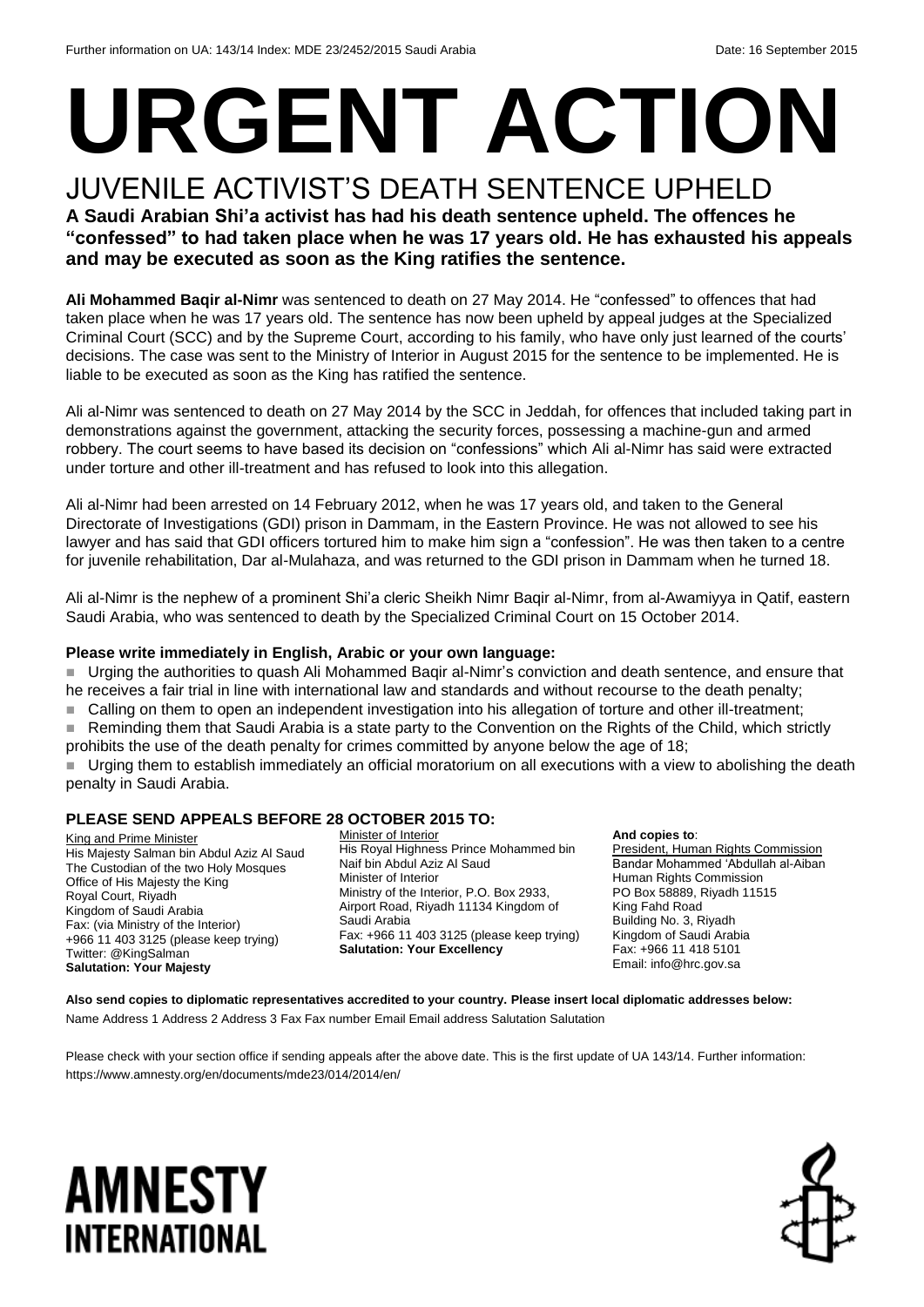Further information on UA: 143/14 Index: MDE 23/2452/2015 Saudi Arabia Date: 16 September 2015

# URGENT ACTION

## JUVENILE ACTIVIST'S DEATH SENTENCE UPHELD

**A Saudi Arabian Shi'a activist has had his death sentence upheld. The offences he "confessed" to had taken place when he was 17 years old. He has exhausted his appeals and may be executed as soon as the King ratifies the sentence.**

**Ali Mohammed Baqir al-Nimr** was sentenced to death on 27 May 2014. He "confessed" to offences that had taken place when he was 17 years old. The sentence has now been upheld by appeal judges at the Specialized Criminal Court (SCC) and by the Supreme Court, according to his family, who have only just learned of the courts' decisions. The case was sent to the Ministry of Interior in August 2015 for the sentence to be implemented. He is liable to be executed as soon as the King has ratified the sentence.

Ali al-Nimr was sentenced to death on 27 May 2014 by the SCC in Jeddah, for offences that included taking part in demonstrations against the government, attacking the security forces, possessing a machine-gun and armed robbery. The court seems to have based its decision on "confessions" which Ali al-Nimr has said were extracted under torture and other ill-treatment and has refused to look into this allegation.

Ali al-Nimr had been arrested on 14 February 2012, when he was 17 years old, and taken to the General Directorate of Investigations (GDI) prison in Dammam, in the Eastern Province. He was not allowed to see his lawyer and has said that GDI officers tortured him to make him sign a "confession". He was then taken to a centre for juvenile rehabilitation, Dar al-Mulahaza, and was returned to the GDI prison in Dammam when he turned 18.

Ali al-Nimr is the nephew of a prominent Shi'a cleric Sheikh Nimr Baqir al-Nimr, from al-Awamiyya in Qatif, eastern Saudi Arabia, who was sentenced to death by the Specialized Criminal Court on 15 October 2014.

**Please write immediately in English, Arabic or your own language:**

- Urging the authorities to quash Ali Mohammed Baqir al-Nimr's conviction and death sentence, and ensure that he receives a fair trial in line with international law and standards and without recourse to the death penalty;
- Calling on them to open an independent investigation into his allegation of torture and other ill-treatment;
- Reminding them that Saudi Arabia is a state party to the Convention on the Rights of the Child, which strictly prohibits the use of the death penalty for crimes committed by anyone below the age of 18;
- Urging them to establish immediately an official moratorium on all executions with a view to abolishing the death penalty in Saudi Arabia.

**PLEASE SEND APPEALS BEFORE 28 OCTOBER 2015 TO:**

King and Prime Minister
His Majesty Salman bin Abdul Aziz Al Saud
The Custodian of the two Holy Mosques
Office of His Majesty the King
Royal Court, Riyadh
Kingdom of Saudi Arabia
Fax: (via Ministry of the Interior)
+966 11 403 3125 (please keep trying)
Twitter: @KingSalman
**Salutation: Your Majesty**

Minister of Interior
His Royal Highness Prince Mohammed bin Naif bin Abdul Aziz Al Saud
Minister of Interior
Ministry of the Interior, P.O. Box 2933, Airport Road, Riyadh 11134 Kingdom of Saudi Arabia
Fax: +966 11 403 3125 (please keep trying)
**Salutation: Your Excellency**

**And copies to**:
President, Human Rights Commission
Bandar Mohammed 'Abdullah al-Aiban
Human Rights Commission
PO Box 58889, Riyadh 11515
King Fahd Road
Building No. 3, Riyadh
Kingdom of Saudi Arabia
Fax: +966 11 418 5101
Email: info@hrc.gov.sa

**Also send copies to diplomatic representatives accredited to your country. Please insert local diplomatic addresses below:**
Name Address 1 Address 2 Address 3 Fax Fax number Email Email address Salutation Salutation

Please check with your section office if sending appeals after the above date. This is the first update of UA 143/14. Further information: https://www.amnesty.org/en/documents/mde23/014/2014/en/

AMNESTY INTERNATIONAL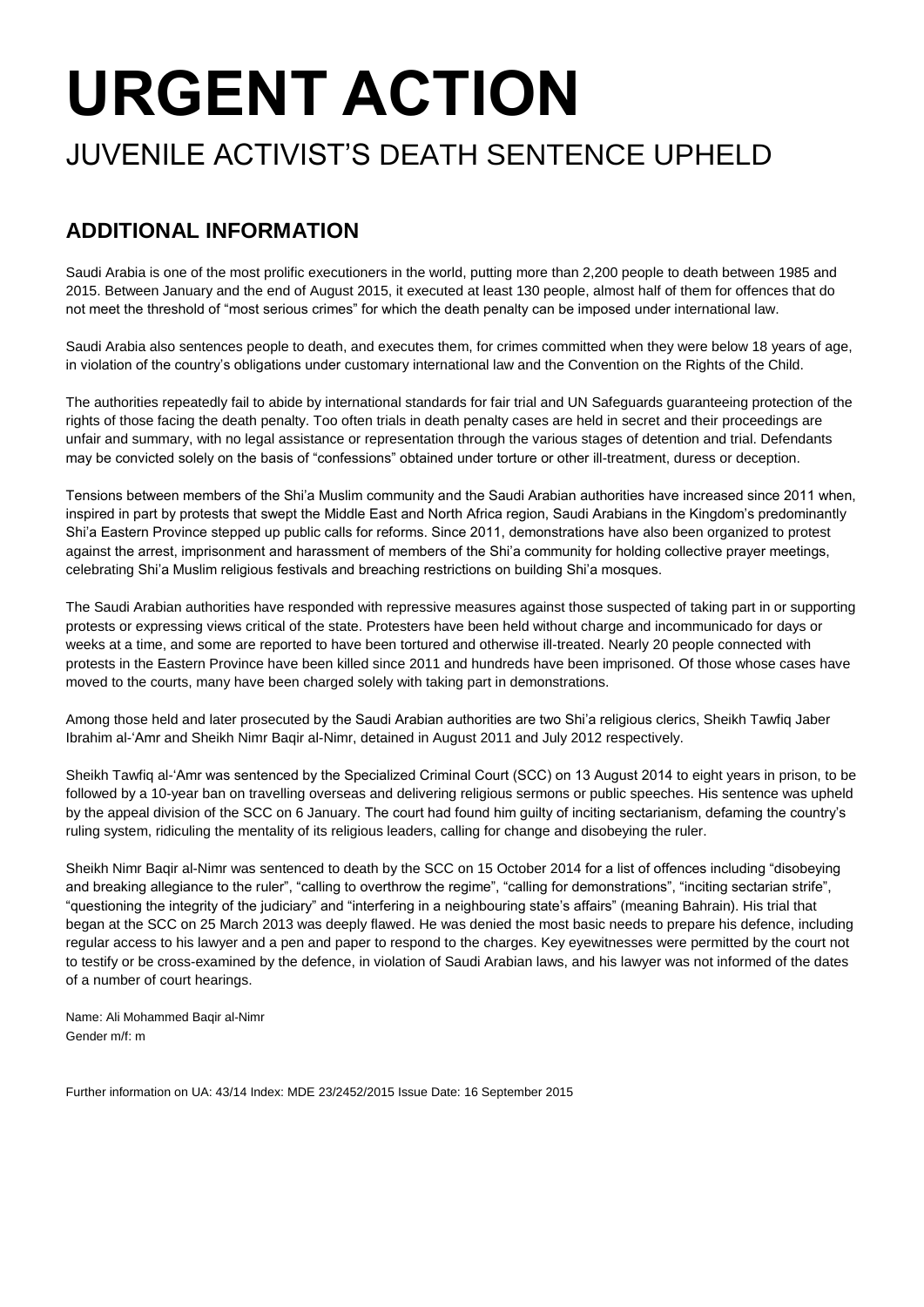# URGENT ACTION

## JUVENILE ACTIVIST'S DEATH SENTENCE UPHELD

### ADDITIONAL INFORMATION

Saudi Arabia is one of the most prolific executioners in the world, putting more than 2,200 people to death between 1985 and 2015. Between January and the end of August 2015, it executed at least 130 people, almost half of them for offences that do not meet the threshold of "most serious crimes" for which the death penalty can be imposed under international law.

Saudi Arabia also sentences people to death, and executes them, for crimes committed when they were below 18 years of age, in violation of the country's obligations under customary international law and the Convention on the Rights of the Child.

The authorities repeatedly fail to abide by international standards for fair trial and UN Safeguards guaranteeing protection of the rights of those facing the death penalty. Too often trials in death penalty cases are held in secret and their proceedings are unfair and summary, with no legal assistance or representation through the various stages of detention and trial. Defendants may be convicted solely on the basis of "confessions" obtained under torture or other ill-treatment, duress or deception.

Tensions between members of the Shi'a Muslim community and the Saudi Arabian authorities have increased since 2011 when, inspired in part by protests that swept the Middle East and North Africa region, Saudi Arabians in the Kingdom's predominantly Shi'a Eastern Province stepped up public calls for reforms. Since 2011, demonstrations have also been organized to protest against the arrest, imprisonment and harassment of members of the Shi'a community for holding collective prayer meetings, celebrating Shi'a Muslim religious festivals and breaching restrictions on building Shi'a mosques.

The Saudi Arabian authorities have responded with repressive measures against those suspected of taking part in or supporting protests or expressing views critical of the state. Protesters have been held without charge and incommunicado for days or weeks at a time, and some are reported to have been tortured and otherwise ill-treated. Nearly 20 people connected with protests in the Eastern Province have been killed since 2011 and hundreds have been imprisoned. Of those whose cases have moved to the courts, many have been charged solely with taking part in demonstrations.

Among those held and later prosecuted by the Saudi Arabian authorities are two Shi'a religious clerics, Sheikh Tawfiq Jaber Ibrahim al-'Amr and Sheikh Nimr Baqir al-Nimr, detained in August 2011 and July 2012 respectively.

Sheikh Tawfiq al-'Amr was sentenced by the Specialized Criminal Court (SCC) on 13 August 2014 to eight years in prison, to be followed by a 10-year ban on travelling overseas and delivering religious sermons or public speeches. His sentence was upheld by the appeal division of the SCC on 6 January. The court had found him guilty of inciting sectarianism, defaming the country's ruling system, ridiculing the mentality of its religious leaders, calling for change and disobeying the ruler.

Sheikh Nimr Baqir al-Nimr was sentenced to death by the SCC on 15 October 2014 for a list of offences including "disobeying and breaking allegiance to the ruler", "calling to overthrow the regime", "calling for demonstrations", "inciting sectarian strife", "questioning the integrity of the judiciary" and "interfering in a neighbouring state's affairs" (meaning Bahrain). His trial that began at the SCC on 25 March 2013 was deeply flawed. He was denied the most basic needs to prepare his defence, including regular access to his lawyer and a pen and paper to respond to the charges. Key eyewitnesses were permitted by the court not to testify or be cross-examined by the defence, in violation of Saudi Arabian laws, and his lawyer was not informed of the dates of a number of court hearings.

Name: Ali Mohammed Baqir al-Nimr
Gender m/f: m

Further information on UA: 43/14 Index: MDE 23/2452/2015 Issue Date: 16 September 2015